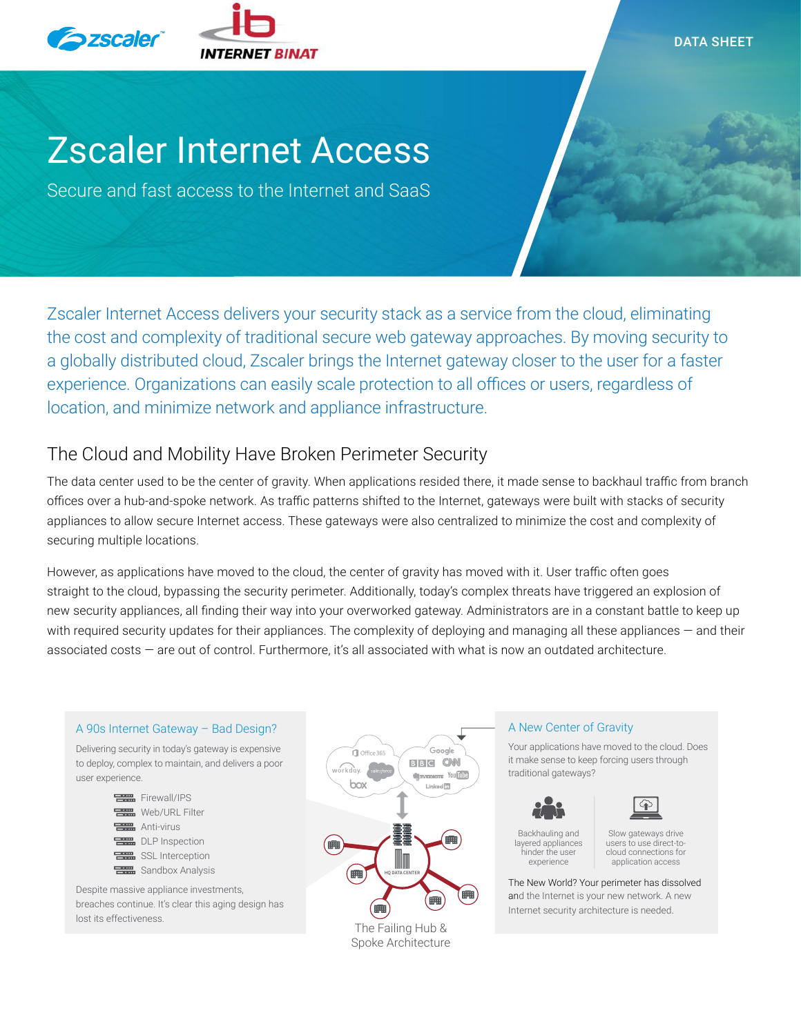DATA SHEET

# Zscaler Internet Access

Secure and fast access to the Internet and SaaS

Zscaler Internet Access delivers your security stack as a service from the cloud, eliminating the cost and complexity of traditional secure web gateway approaches. By moving security to a globally distributed cloud, Zscaler brings the Internet gateway closer to the user for a faster experience. Organizations can easily scale protection to all offices or users, regardless of location, and minimize network and appliance infrastructure.

## The Cloud and Mobility Have Broken Perimeter Security

The data center used to be the center of gravity. When applications resided there, it made sense to backhaul traffic from branch offices over a hub-and-spoke network. As traffic patterns shifted to the Internet, gateways were built with stacks of security appliances to allow secure Internet access. These gateways were also centralized to minimize the cost and complexity of securing multiple locations.

However, as applications have moved to the cloud, the center of gravity has moved with it. User traffic often goes straight to the cloud, bypassing the security perimeter. Additionally, today's complex threats have triggered an explosion of new security appliances, all finding their way into your overworked gateway. Administrators are in a constant battle to keep up with required security updates for their appliances. The complexity of deploying and managing all these appliances — and their associated costs — are out of control. Furthermore, it's all associated with what is now an outdated architecture.

### A 90s Internet Gateway – Bad Design?

Delivering security in today's gateway is expensive to deploy, complex to maintain, and delivers a poor user experience.

- Firewall/IPS
- Web/URL Filter
- Anti-virus
- DLP Inspection
- SSL Interception
- Sandbox Analysis

Despite massive appliance investments, breaches continue. It's clear this aging design has lost its effectiveness.

The Failing Hub & Spoke Architecture

### A New Center of Gravity

Your applications have moved to the cloud. Does it make sense to keep forcing users through traditional gateways?

- Backhauling and layered appliances hinder the user experience
- Slow gateways drive users to use direct-to-cloud connections for application access

The New World? Your perimeter has dissolved and the Internet is your new network. A new Internet security architecture is needed.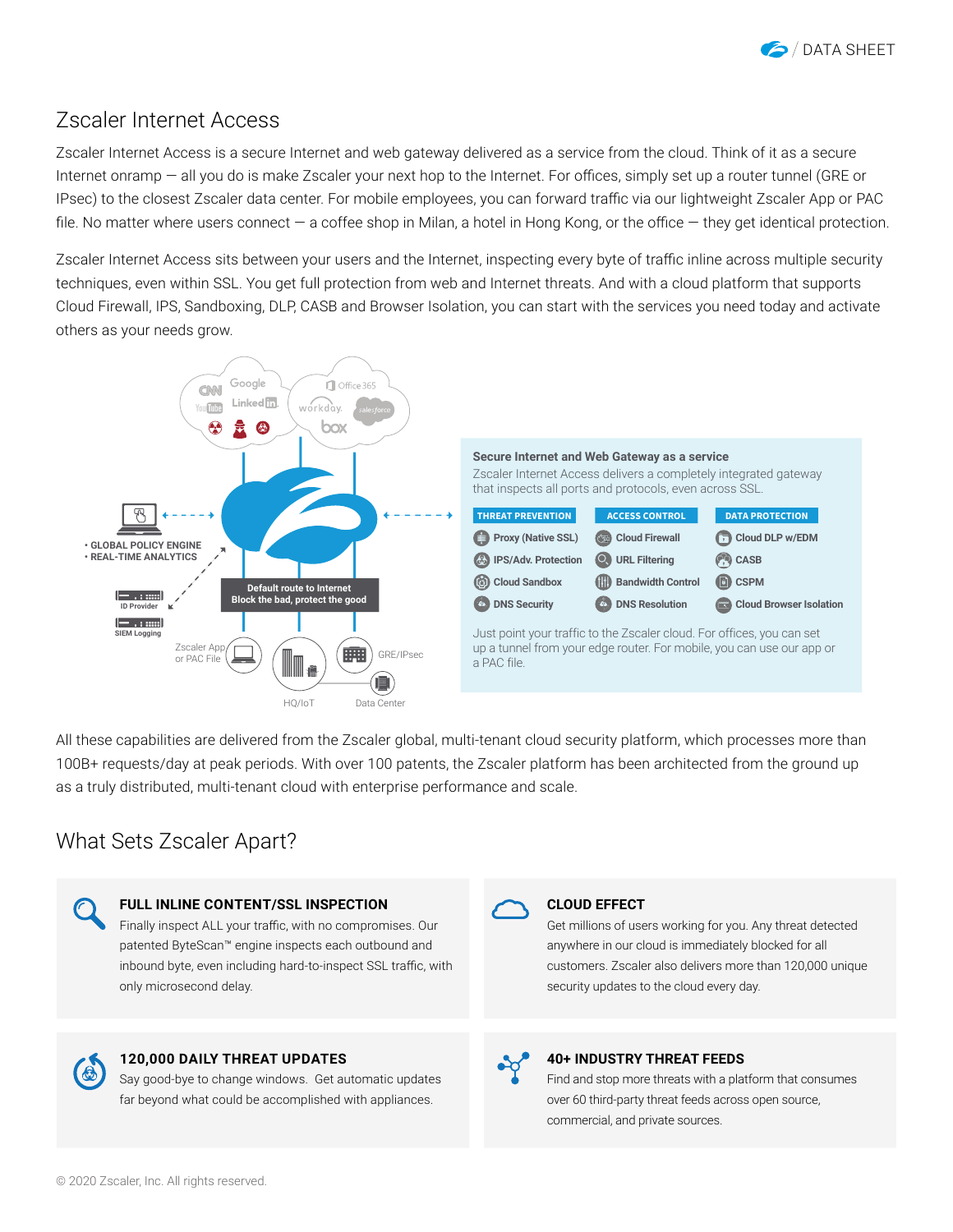## Zscaler Internet Access

Zscaler Internet Access is a secure Internet and web gateway delivered as a service from the cloud. Think of it as a secure Internet onramp — all you do is make Zscaler your next hop to the Internet. For offices, simply set up a router tunnel (GRE or IPsec) to the closest Zscaler data center. For mobile employees, you can forward traffic via our lightweight Zscaler App or PAC file. No matter where users connect — a coffee shop in Milan, a hotel in Hong Kong, or the office — they get identical protection.

Zscaler Internet Access sits between your users and the Internet, inspecting every byte of traffic inline across multiple security techniques, even within SSL. You get full protection from web and Internet threats. And with a cloud platform that supports Cloud Firewall, IPS, Sandboxing, DLP, CASB and Browser Isolation, you can start with the services you need today and activate others as your needs grow.

- GLOBAL POLICY ENGINE
- REAL-TIME ANALYTICS

ID Provider

SIEM Logging

Default route to Internet
Block the bad, protect the good

Zscaler App or PAC File

HQ/IoT

Data Center

GRE/IPsec

**Secure Internet and Web Gateway as a service**

Zscaler Internet Access delivers a completely integrated gateway that inspects all ports and protocols, even across SSL.

| THREAT PREVENTION | ACCESS CONTROL | DATA PROTECTION |
|---|---|---|
| Proxy (Native SSL) | Cloud Firewall | Cloud DLP w/EDM |
| IPS/Adv. Protection | URL Filtering | CASB |
| Cloud Sandbox | Bandwidth Control | CSPM |
| DNS Security | DNS Resolution | Cloud Browser Isolation |

Just point your traffic to the Zscaler cloud. For offices, you can set up a tunnel from your edge router. For mobile, you can use our app or a PAC file.

All these capabilities are delivered from the Zscaler global, multi-tenant cloud security platform, which processes more than 100B+ requests/day at peak periods. With over 100 patents, the Zscaler platform has been architected from the ground up as a truly distributed, multi-tenant cloud with enterprise performance and scale.

## What Sets Zscaler Apart?

### FULL INLINE CONTENT/SSL INSPECTION

Finally inspect ALL your traffic, with no compromises. Our patented ByteScan™ engine inspects each outbound and inbound byte, even including hard-to-inspect SSL traffic, with only microsecond delay.

### CLOUD EFFECT

Get millions of users working for you. Any threat detected anywhere in our cloud is immediately blocked for all customers. Zscaler also delivers more than 120,000 unique security updates to the cloud every day.

### 120,000 DAILY THREAT UPDATES

Say good-bye to change windows. Get automatic updates far beyond what could be accomplished with appliances.

### 40+ INDUSTRY THREAT FEEDS

Find and stop more threats with a platform that consumes over 60 third-party threat feeds across open source, commercial, and private sources.

© 2020 Zscaler, Inc. All rights reserved.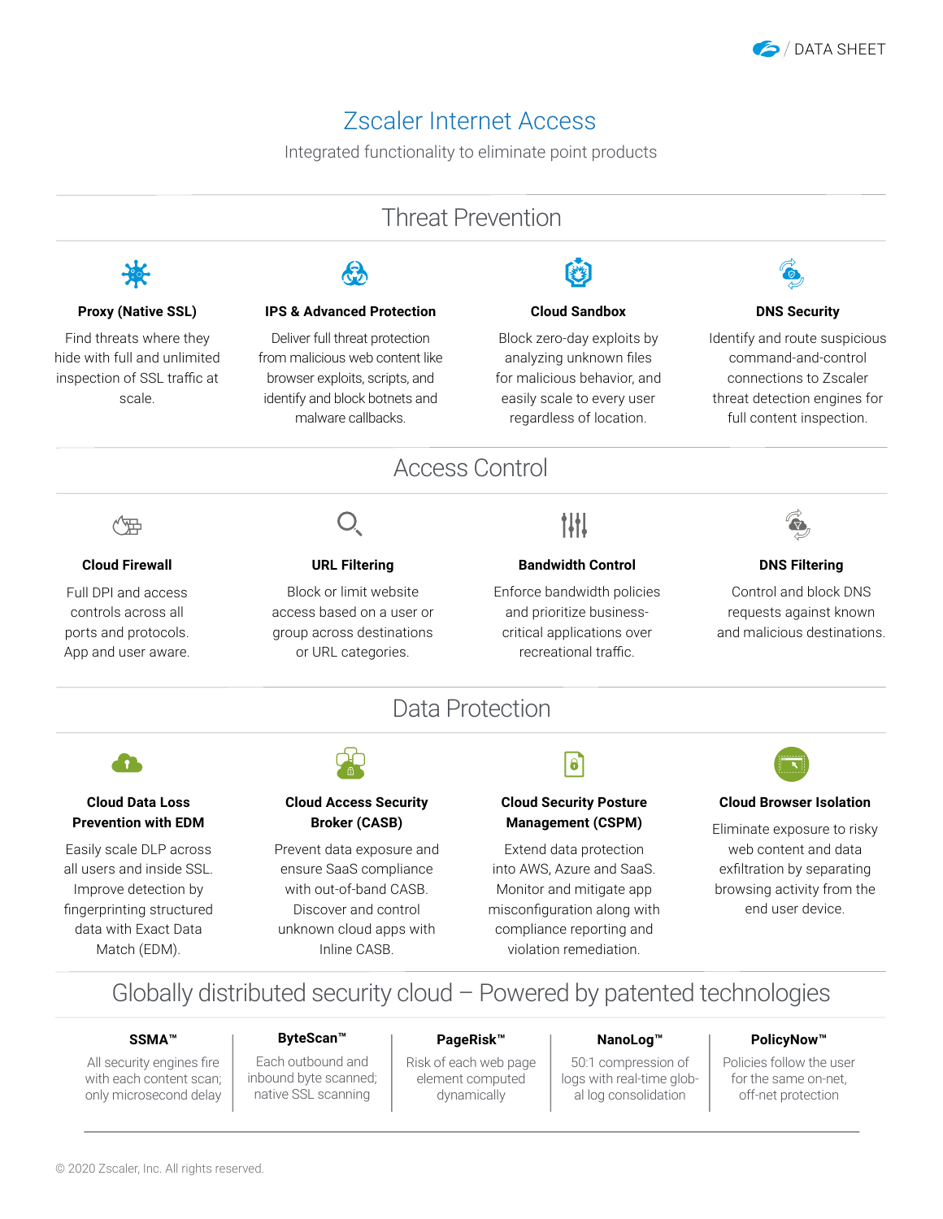# Zscaler Internet Access

Integrated functionality to eliminate point products

## Threat Prevention

### Proxy (Native SSL)

Find threats where they hide with full and unlimited inspection of SSL traffic at scale.

### IPS & Advanced Protection

Deliver full threat protection from malicious web content like browser exploits, scripts, and identify and block botnets and malware callbacks.

### Cloud Sandbox

Block zero-day exploits by analyzing unknown files for malicious behavior, and easily scale to every user regardless of location.

### DNS Security

Identify and route suspicious command-and-control connections to Zscaler threat detection engines for full content inspection.

## Access Control

### Cloud Firewall

Full DPI and access controls across all ports and protocols. App and user aware.

### URL Filtering

Block or limit website access based on a user or group across destinations or URL categories.

### Bandwidth Control

Enforce bandwidth policies and prioritize business-critical applications over recreational traffic.

### DNS Filtering

Control and block DNS requests against known and malicious destinations.

## Data Protection

### Cloud Data Loss Prevention with EDM

Easily scale DLP across all users and inside SSL. Improve detection by fingerprinting structured data with Exact Data Match (EDM).

### Cloud Access Security Broker (CASB)

Prevent data exposure and ensure SaaS compliance with out-of-band CASB. Discover and control unknown cloud apps with Inline CASB.

### Cloud Security Posture Management (CSPM)

Extend data protection into AWS, Azure and SaaS. Monitor and mitigate app misconfiguration along with compliance reporting and violation remediation.

### Cloud Browser Isolation

Eliminate exposure to risky web content and data exfiltration by separating browsing activity from the end user device.

## Globally distributed security cloud – Powered by patented technologies

**SSMA™**
All security engines fire with each content scan; only microsecond delay

**ByteScan™**
Each outbound and inbound byte scanned; native SSL scanning

**PageRisk™**
Risk of each web page element computed dynamically

**NanoLog™**
50:1 compression of logs with real-time global log consolidation

**PolicyNow™**
Policies follow the user for the same on-net, off-net protection

© 2020 Zscaler, Inc. All rights reserved.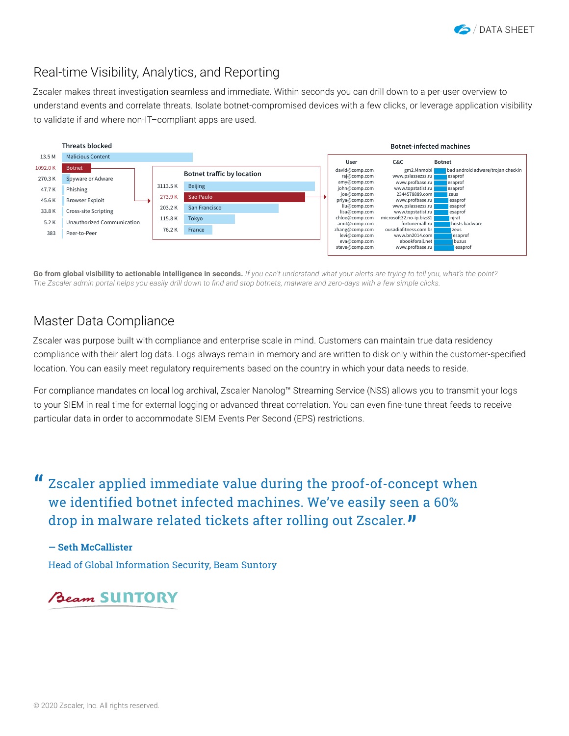## Real-time Visibility, Analytics, and Reporting

Zscaler makes threat investigation seamless and immediate. Within seconds you can drill down to a per-user overview to understand events and correlate threats. Isolate botnet-compromised devices with a few clicks, or leverage application visibility to validate if and where non-IT–compliant apps are used.

**Threats blocked**

| Count | Threat |
|---|---|
| 13.5 M | Malicious Content |
| 1092.0 K | Botnet |
| 270.3 K | Spyware or Adware |
| 47.7 K | Phishing |
| 45.6 K | Browser Exploit |
| 33.8 K | Cross-site Scripting |
| 5.2 K | Unauthorized Communication |
| 383 | Peer-to-Peer |

**Botnet traffic by location**

| Traffic | Location |
|---|---|
| 3113.5 K | Beijing |
| 273.9 K | Sao Paulo |
| 203.2 K | San Francisco |
| 115.8 K | Tokyo |
| 76.2 K | France |

**Botnet-infected machines**

| User | C&C | Botnet |
|---|---|---|
| david@comp.com | gm2.Mnmobi | bad android adware/trojan checkin |
| raj@comp.com | www.psiassezss.ru | esaprof |
| amy@comp.com | www.profbase.ru | esaprof |
| john@comp.com | www.topstatist.ru | esaprof |
| joe@comp.com | 2344578889.com | zeus |
| priya@comp.com | www.profbase.ru | esaprof |
| liu@comp.com | www.psiassezss.ru | esaprof |
| lisa@comp.com | www.topstatist.ru | esaprof |
| chloe@comp.com | microsoft32.no-ip.biz:81 | njrat |
| amit@comp.com | fortunemall.ru | hosts badware |
| zhang@comp.com | ousadiafitness.com.br | zeus |
| levi@comp.com | www.bn2014.com | esaprof |
| eva@comp.com | ebookforall.net | buzus |
| steve@comp.com | www.profbase.ru | esaprof |

**Go from global visibility to actionable intelligence in seconds.** *If you can't understand what your alerts are trying to tell you, what's the point? The Zscaler admin portal helps you easily drill down to find and stop botnets, malware and zero-days with a few simple clicks.*

## Master Data Compliance

Zscaler was purpose built with compliance and enterprise scale in mind. Customers can maintain true data residency compliance with their alert log data. Logs always remain in memory and are written to disk only within the customer-specified location. You can easily meet regulatory requirements based on the country in which your data needs to reside.

For compliance mandates on local log archival, Zscaler Nanolog™ Streaming Service (NSS) allows you to transmit your logs to your SIEM in real time for external logging or advanced threat correlation. You can even fine-tune threat feeds to receive particular data in order to accommodate SIEM Events Per Second (EPS) restrictions.

> "Zscaler applied immediate value during the proof-of-concept when we identified botnet infected machines. We've easily seen a 60% drop in malware related tickets after rolling out Zscaler."
>
> **— Seth McCallister**
>
> Head of Global Information Security, Beam Suntory

Beam SUNTORY

© 2020 Zscaler, Inc. All rights reserved.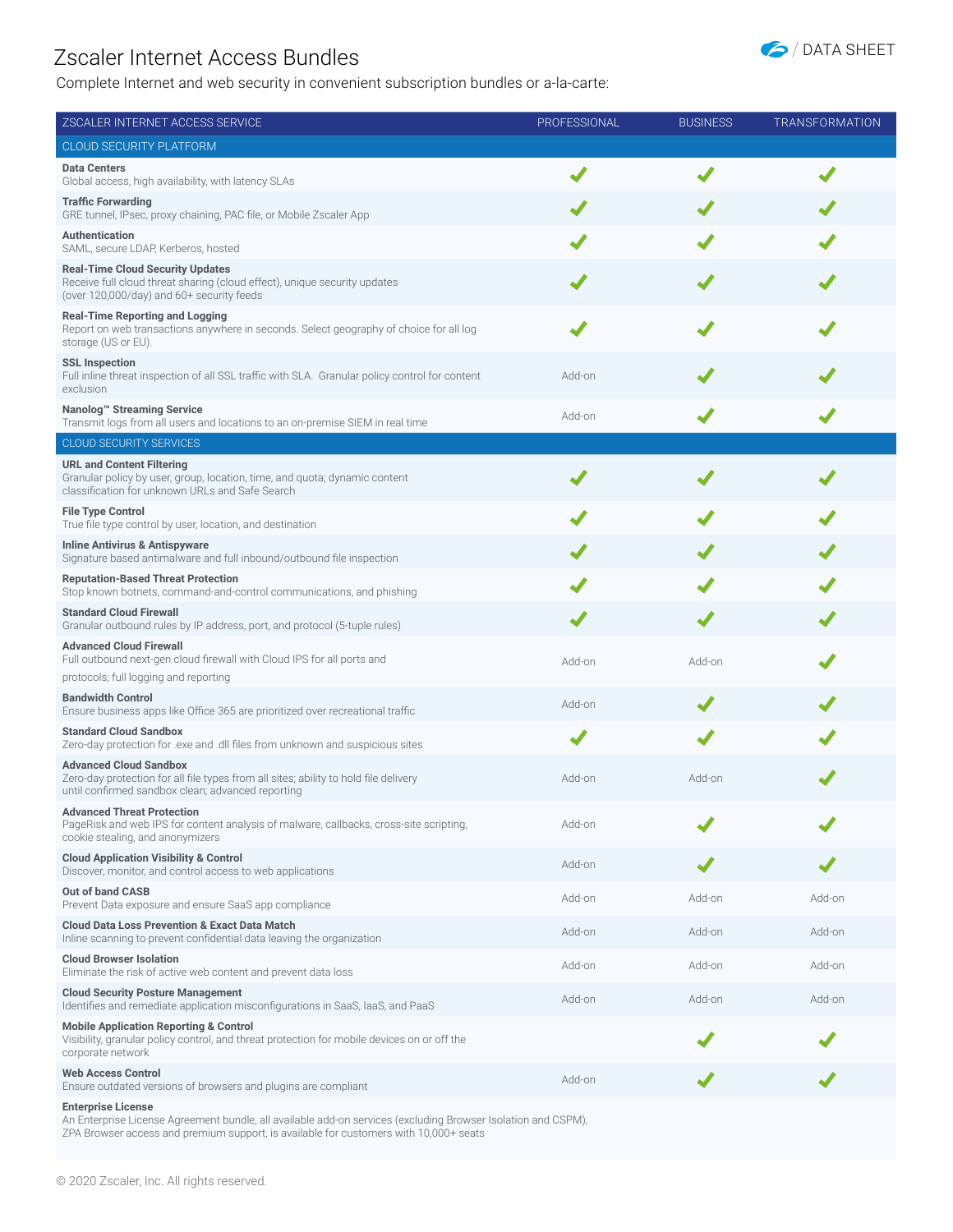# Zscaler Internet Access Bundles

DATA SHEET

Complete Internet and web security in convenient subscription bundles or a-la-carte:

| ZSCALER INTERNET ACCESS SERVICE | PROFESSIONAL | BUSINESS | TRANSFORMATION |
|---|---|---|---|
| **CLOUD SECURITY PLATFORM** | | | |
| **Data Centers**<br>Global access, high availability, with latency SLAs | ✓ | ✓ | ✓ |
| **Traffic Forwarding**<br>GRE tunnel, IPsec, proxy chaining, PAC file, or Mobile Zscaler App | ✓ | ✓ | ✓ |
| **Authentication**<br>SAML, secure LDAP, Kerberos, hosted | ✓ | ✓ | ✓ |
| **Real-Time Cloud Security Updates**<br>Receive full cloud threat sharing (cloud effect), unique security updates (over 120,000/day) and 60+ security feeds | ✓ | ✓ | ✓ |
| **Real-Time Reporting and Logging**<br>Report on web transactions anywhere in seconds. Select geography of choice for all log storage (US or EU). | ✓ | ✓ | ✓ |
| **SSL Inspection**<br>Full inline threat inspection of all SSL traffic with SLA. Granular policy control for content exclusion | Add-on | ✓ | ✓ |
| **Nanolog™ Streaming Service**<br>Transmit logs from all users and locations to an on-premise SIEM in real time | Add-on | ✓ | ✓ |
| **CLOUD SECURITY SERVICES** | | | |
| **URL and Content Filtering**<br>Granular policy by user, group, location, time, and quota; dynamic content classification for unknown URLs and Safe Search | ✓ | ✓ | ✓ |
| **File Type Control**<br>True file type control by user, location, and destination | ✓ | ✓ | ✓ |
| **Inline Antivirus & Antispyware**<br>Signature based antimalware and full inbound/outbound file inspection | ✓ | ✓ | ✓ |
| **Reputation-Based Threat Protection**<br>Stop known botnets, command-and-control communications, and phishing | ✓ | ✓ | ✓ |
| **Standard Cloud Firewall**<br>Granular outbound rules by IP address, port, and protocol (5-tuple rules) | ✓ | ✓ | ✓ |
| **Advanced Cloud Firewall**<br>Full outbound next-gen cloud firewall with Cloud IPS for all ports and protocols; full logging and reporting | Add-on | Add-on | ✓ |
| **Bandwidth Control**<br>Ensure business apps like Office 365 are prioritized over recreational traffic | Add-on | ✓ | ✓ |
| **Standard Cloud Sandbox**<br>Zero-day protection for .exe and .dll files from unknown and suspicious sites | ✓ | ✓ | ✓ |
| **Advanced Cloud Sandbox**<br>Zero-day protection for all file types from all sites; ability to hold file delivery until confirmed sandbox clean; advanced reporting | Add-on | Add-on | ✓ |
| **Advanced Threat Protection**<br>PageRisk and web IPS for content analysis of malware, callbacks, cross-site scripting, cookie stealing, and anonymizers | Add-on | ✓ | ✓ |
| **Cloud Application Visibility & Control**<br>Discover, monitor, and control access to web applications | Add-on | ✓ | ✓ |
| **Out of band CASB**<br>Prevent Data exposure and ensure SaaS app compliance | Add-on | Add-on | Add-on |
| **Cloud Data Loss Prevention & Exact Data Match**<br>Inline scanning to prevent confidential data leaving the organization | Add-on | Add-on | Add-on |
| **Cloud Browser Isolation**<br>Eliminate the risk of active web content and prevent data loss | Add-on | Add-on | Add-on |
| **Cloud Security Posture Management**<br>Identifies and remediate application misconfigurations in SaaS, IaaS, and PaaS | Add-on | Add-on | Add-on |
| **Mobile Application Reporting & Control**<br>Visibility, granular policy control, and threat protection for mobile devices on or off the corporate network | | ✓ | ✓ |
| **Web Access Control**<br>Ensure outdated versions of browsers and plugins are compliant | Add-on | ✓ | ✓ |
| **Enterprise License**<br>An Enterprise License Agreement bundle, all available add-on services (excluding Browser Isolation and CSPM), ZPA Browser access and premium support, is available for customers with 10,000+ seats | | | |

© 2020 Zscaler, Inc. All rights reserved.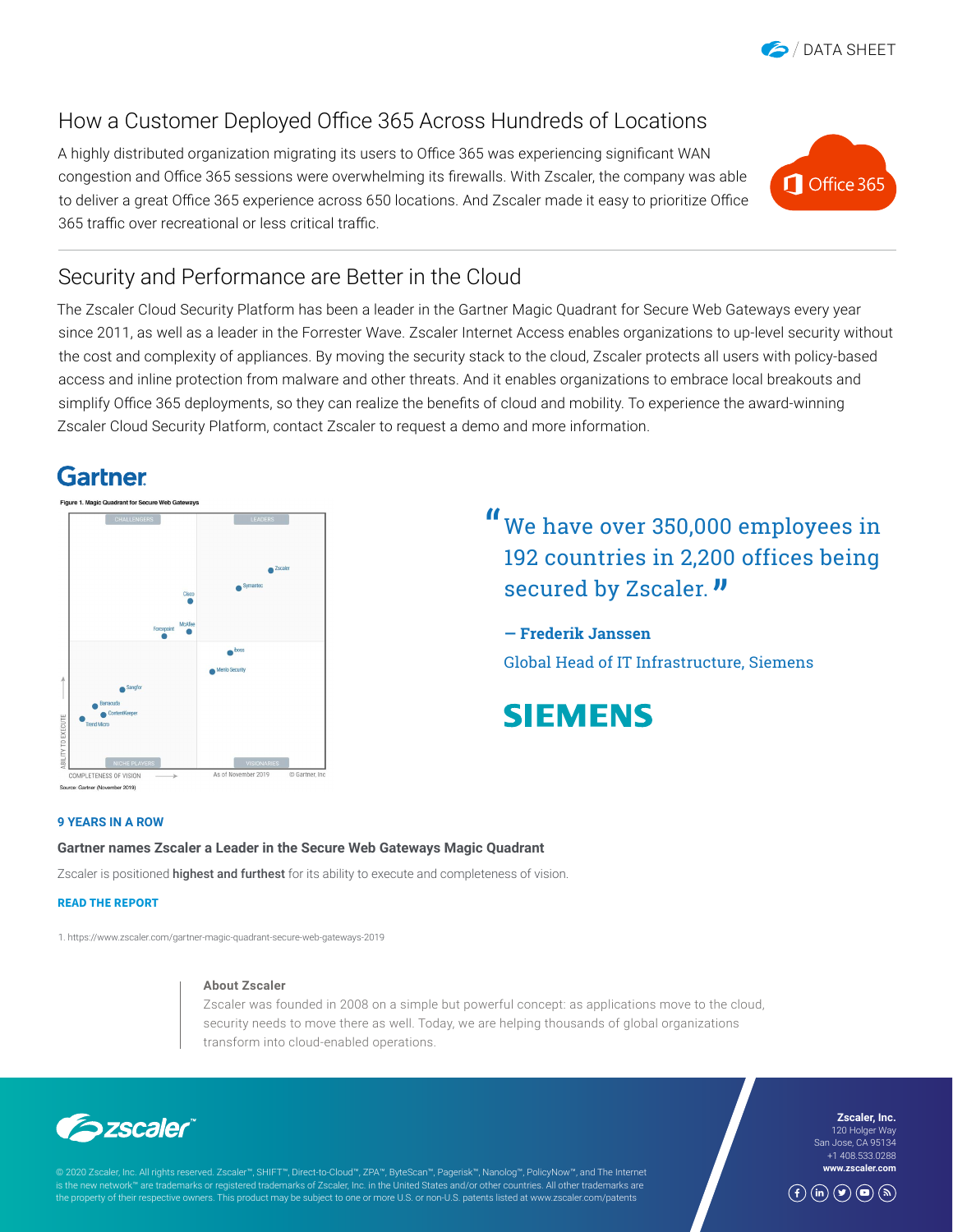## How a Customer Deployed Office 365 Across Hundreds of Locations

A highly distributed organization migrating its users to Office 365 was experiencing significant WAN congestion and Office 365 sessions were overwhelming its firewalls. With Zscaler, the company was able to deliver a great Office 365 experience across 650 locations. And Zscaler made it easy to prioritize Office 365 traffic over recreational or less critical traffic.

## Security and Performance are Better in the Cloud

The Zscaler Cloud Security Platform has been a leader in the Gartner Magic Quadrant for Secure Web Gateways every year since 2011, as well as a leader in the Forrester Wave. Zscaler Internet Access enables organizations to up-level security without the cost and complexity of appliances. By moving the security stack to the cloud, Zscaler protects all users with policy-based access and inline protection from malware and other threats. And it enables organizations to embrace local breakouts and simplify Office 365 deployments, so they can realize the benefits of cloud and mobility. To experience the award-winning Zscaler Cloud Security Platform, contact Zscaler to request a demo and more information.

Gartner

Figure 1. Magic Quadrant for Secure Web Gateways

CHALLENGERS
LEADERS
Zscaler
Symantec
Cisco
Forcepoint
McAfee
iboss
Menlo Security
Sangfor
Barracuda
ContentKeeper
Trend Micro
NICHE PLAYERS
VISIONARIES
ABILITY TO EXECUTE
COMPLETENESS OF VISION
As of November 2019
© Gartner, Inc

Source: Gartner (November 2019)

> "We have over 350,000 employees in 192 countries in 2,200 offices being secured by Zscaler."
>
> **— Frederik Janssen**
>
> Global Head of IT Infrastructure, Siemens

SIEMENS

**9 YEARS IN A ROW**

**Gartner names Zscaler a Leader in the Secure Web Gateways Magic Quadrant**

Zscaler is positioned **highest and furthest** for its ability to execute and completeness of vision.

**READ THE REPORT**

1. https://www.zscaler.com/gartner-magic-quadrant-secure-web-gateways-2019

**About Zscaler**

Zscaler was founded in 2008 on a simple but powerful concept: as applications move to the cloud, security needs to move there as well. Today, we are helping thousands of global organizations transform into cloud-enabled operations.

zscaler

© 2020 Zscaler, Inc. All rights reserved. Zscaler™, SHIFT™, Direct-to-Cloud™, ZPA™, ByteScan™, Pagerisk™, Nanolog™, PolicyNow™, and The Internet is the new network™ are trademarks or registered trademarks of Zscaler, Inc. in the United States and/or other countries. All other trademarks are the property of their respective owners. This product may be subject to one or more U.S. or non-U.S. patents listed at www.zscaler.com/patents

**Zscaler, Inc.**
120 Holger Way
San Jose, CA 95134
+1 408.533.0288
**www.zscaler.com**